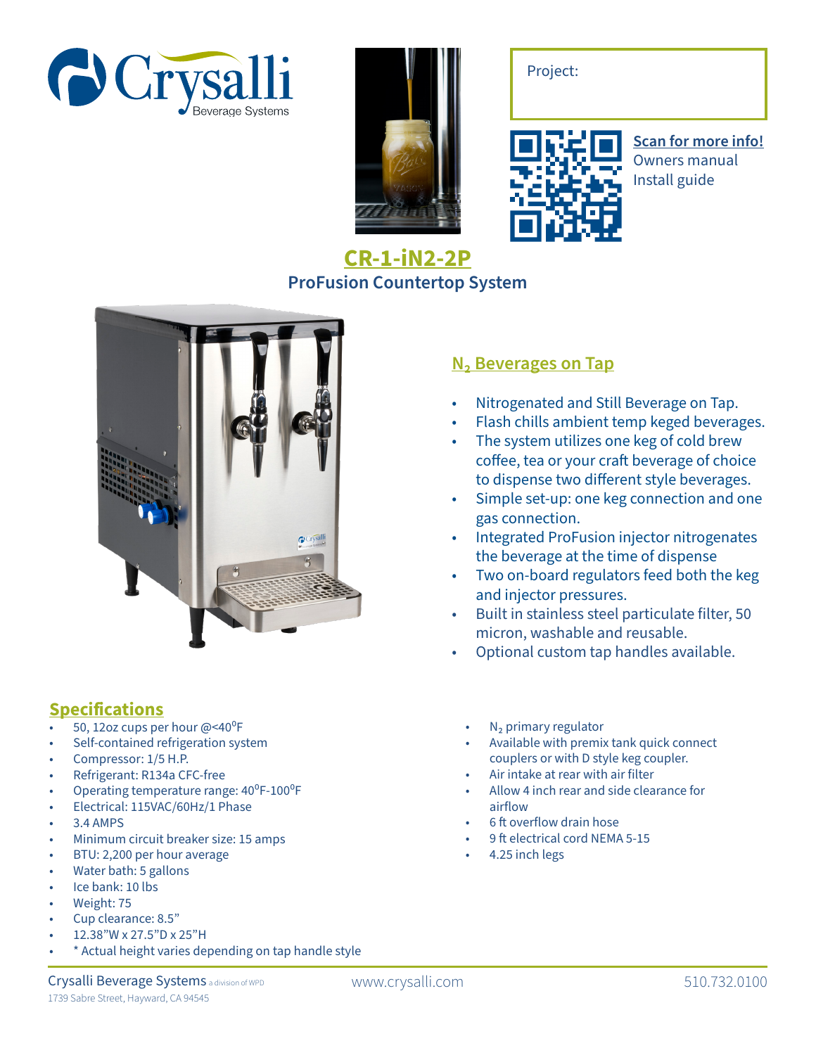Crysalli Beverage Systems

Project:

**Scan for more info!**
Owners manual
Install guide

# CR-1-iN2-2P

## ProFusion Countertop System

## $N_2$ Beverages on Tap

- Nitrogenated and Still Beverage on Tap.
- Flash chills ambient temp keged beverages.
- The system utilizes one keg of cold brew coffee, tea or your craft beverage of choice to dispense two different style beverages.
- Simple set-up: one keg connection and one gas connection.
- Integrated ProFusion injector nitrogenates the beverage at the time of dispense
- Two on-board regulators feed both the keg and injector pressures.
- Built in stainless steel particulate filter, 50 micron, washable and reusable.
- Optional custom tap handles available.

## Specifications

- 50, 12oz cups per hour @<40$^0$F
- Self-contained refrigeration system
- Compressor: 1/5 H.P.
- Refrigerant: R134a CFC-free
- Operating temperature range: 40$^0$F-100$^0$F
- Electrical: 115VAC/60Hz/1 Phase
- 3.4 AMPS
- Minimum circuit breaker size: 15 amps
- BTU: 2,200 per hour average
- Water bath: 5 gallons
- Ice bank: 10 lbs
- Weight: 75
- Cup clearance: 8.5"
- 12.38"W x 27.5"D x 25"H
- * Actual height varies depending on tap handle style
- $N_2$ primary regulator
- Available with premix tank quick connect couplers or with D style keg coupler.
- Air intake at rear with air filter
- Allow 4 inch rear and side clearance for airflow
- 6 ft overflow drain hose
- 9 ft electrical cord NEMA 5-15
- 4.25 inch legs

Crysalli Beverage Systems a division of WPD
1739 Sabre Street, Hayward, CA 94545

www.crysalli.com

510.732.0100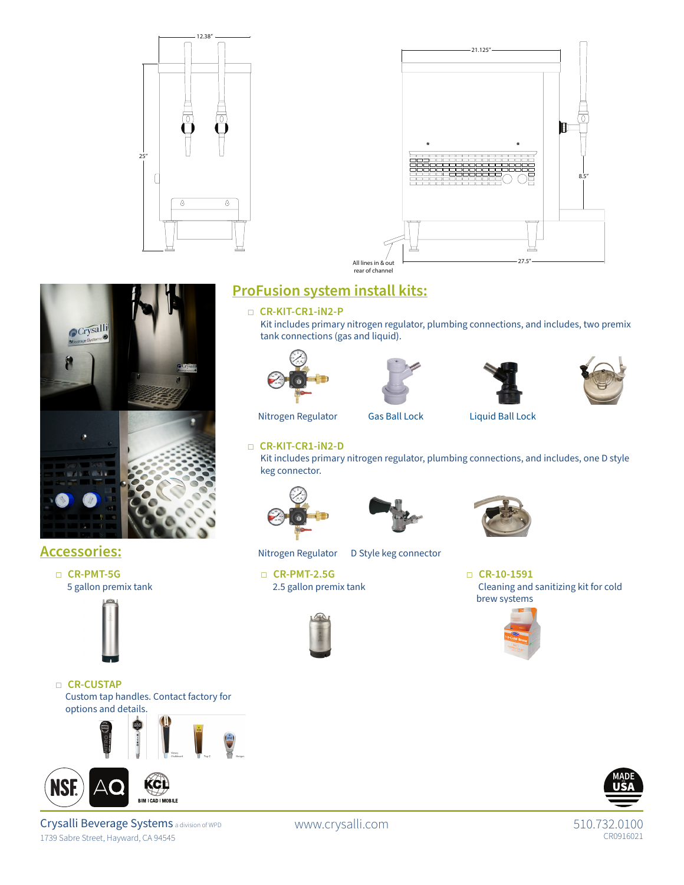12.38"

25"

21.125"

8.5"

All lines in & out rear of channel

27.5"

## ProFusion system install kits:

☐ **CR-KIT-CR1-iN2-P**

Kit includes primary nitrogen regulator, plumbing connections, and includes, two premix tank connections (gas and liquid).

Nitrogen Regulator

Gas Ball Lock

Liquid Ball Lock

☐ **CR-KIT-CR1-iN2-D**

Kit includes primary nitrogen regulator, plumbing connections, and includes, one D style keg connector.

Nitrogen Regulator

D Style keg connector

## Accessories:

☐ **CR-PMT-5G**
5 gallon premix tank

☐ **CR-PMT-2.5G**
2.5 gallon premix tank

☐ **CR-10-1591**
Cleaning and sanitizing kit for cold brew systems

☐ **CR-CUSTAP**
Custom tap handles. Contact factory for options and details.

NSF AQ KCL BIM | CAD | MOBILE

MADE IN USA

Crysalli Beverage Systems a division of WPD
1739 Sabre Street, Hayward, CA 94545

www.crysalli.com

510.732.0100
CR0916021